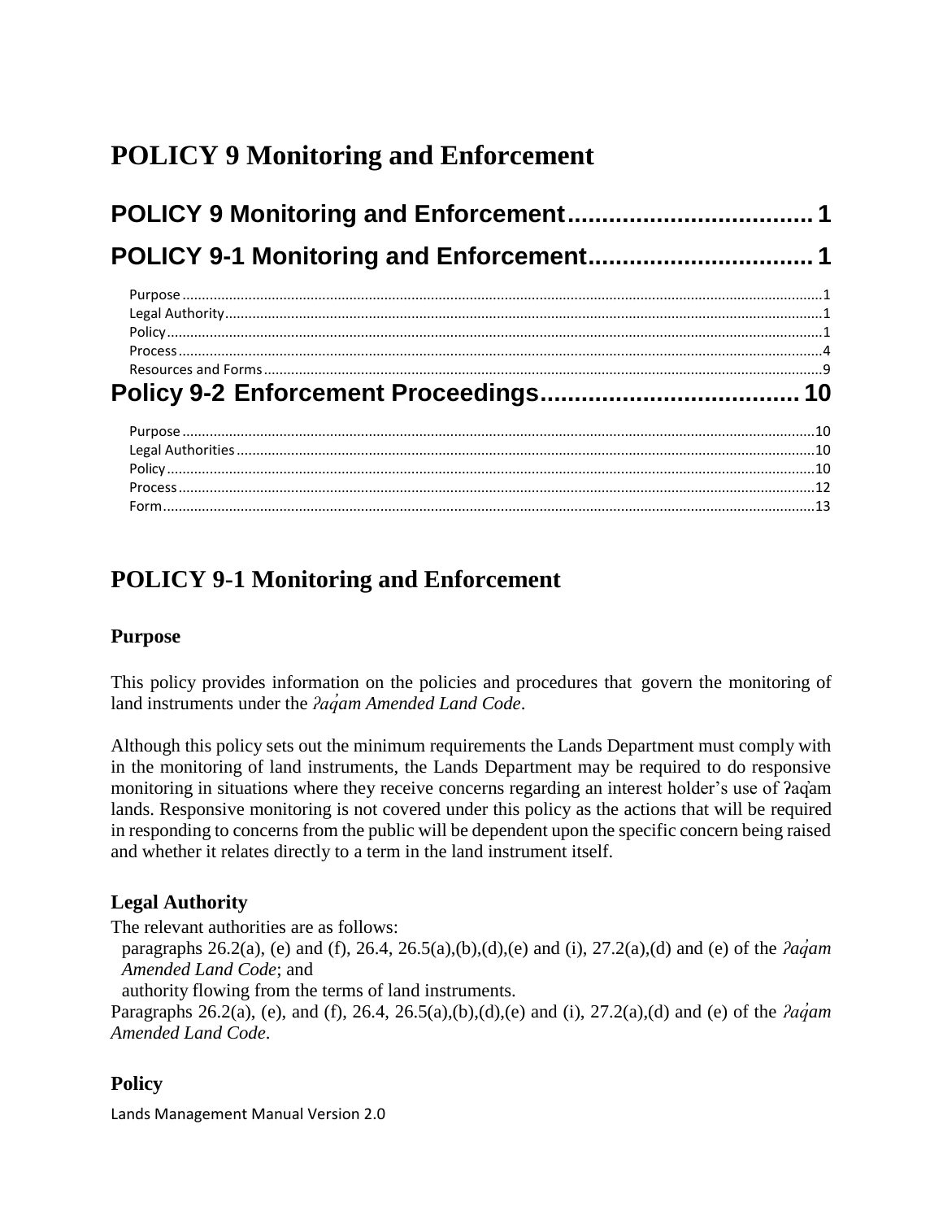# POLICY 9 Monitoring and Enforcement

**POLICY 9 Monitoring and Enforcement** .................................... 1

**POLICY 9-1 Monitoring and Enforcement** ................................ 1

- Purpose ........................................................................ 1
- Legal Authority ............................................................... 1
- Policy .......................................................................... 1
- Process ........................................................................ 4
- Resources and Forms ........................................................ 9

**Policy 9-2 Enforcement Proceedings** ...................................... 10

- Purpose ........................................................................ 10
- Legal Authorities ............................................................. 10
- Policy .......................................................................... 10
- Process ........................................................................ 12
- Form ........................................................................... 13

## POLICY 9-1 Monitoring and Enforcement

### Purpose

This policy provides information on the policies and procedures that govern the monitoring of land instruments under the *ʔaq̓am Amended Land Code*.

Although this policy sets out the minimum requirements the Lands Department must comply with in the monitoring of land instruments, the Lands Department may be required to do responsive monitoring in situations where they receive concerns regarding an interest holder's use of ʔaq̓am lands. Responsive monitoring is not covered under this policy as the actions that will be required in responding to concerns from the public will be dependent upon the specific concern being raised and whether it relates directly to a term in the land instrument itself.

### Legal Authority

The relevant authorities are as follows:

- paragraphs 26.2(a), (e) and (f), 26.4, 26.5(a),(b),(d),(e) and (i), 27.2(a),(d) and (e) of the *ʔaq̓am Amended Land Code*; and
- authority flowing from the terms of land instruments.

Paragraphs 26.2(a), (e), and (f), 26.4, 26.5(a),(b),(d),(e) and (i), 27.2(a),(d) and (e) of the *ʔaq̓am Amended Land Code*.

### Policy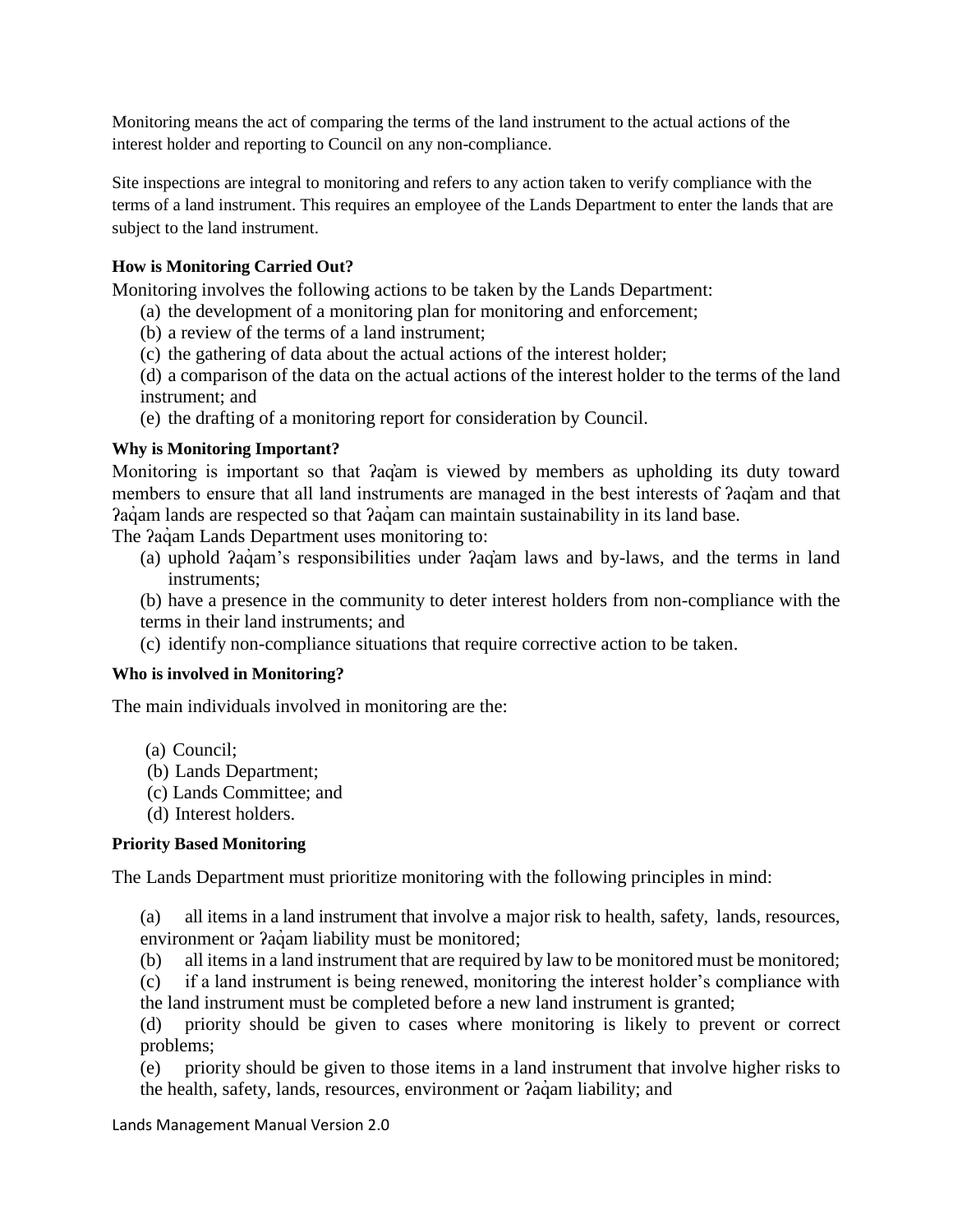Monitoring means the act of comparing the terms of the land instrument to the actual actions of the interest holder and reporting to Council on any non-compliance.

Site inspections are integral to monitoring and refers to any action taken to verify compliance with the terms of a land instrument. This requires an employee of the Lands Department to enter the lands that are subject to the land instrument.

### How is Monitoring Carried Out?

Monitoring involves the following actions to be taken by the Lands Department:

(a) the development of a monitoring plan for monitoring and enforcement;
(b) a review of the terms of a land instrument;
(c) the gathering of data about the actual actions of the interest holder;
(d) a comparison of the data on the actual actions of the interest holder to the terms of the land instrument; and
(e) the drafting of a monitoring report for consideration by Council.

### Why is Monitoring Important?

Monitoring is important so that ʔaq̓am is viewed by members as upholding its duty toward members to ensure that all land instruments are managed in the best interests of ʔaq̓am and that ʔaq̓am lands are respected so that ʔaq̓am can maintain sustainability in its land base.

The ʔaq̓am Lands Department uses monitoring to:

(a) uphold ʔaq̓am's responsibilities under ʔaq̓am laws and by-laws, and the terms in land instruments;
(b) have a presence in the community to deter interest holders from non-compliance with the terms in their land instruments; and
(c) identify non-compliance situations that require corrective action to be taken.

### Who is involved in Monitoring?

The main individuals involved in monitoring are the:

(a) Council;
(b) Lands Department;
(c) Lands Committee; and
(d) Interest holders.

### Priority Based Monitoring

The Lands Department must prioritize monitoring with the following principles in mind:

(a) all items in a land instrument that involve a major risk to health, safety, lands, resources, environment or ʔaq̓am liability must be monitored;
(b) all items in a land instrument that are required by law to be monitored must be monitored;
(c) if a land instrument is being renewed, monitoring the interest holder's compliance with the land instrument must be completed before a new land instrument is granted;
(d) priority should be given to cases where monitoring is likely to prevent or correct problems;
(e) priority should be given to those items in a land instrument that involve higher risks to the health, safety, lands, resources, environment or ʔaq̓am liability; and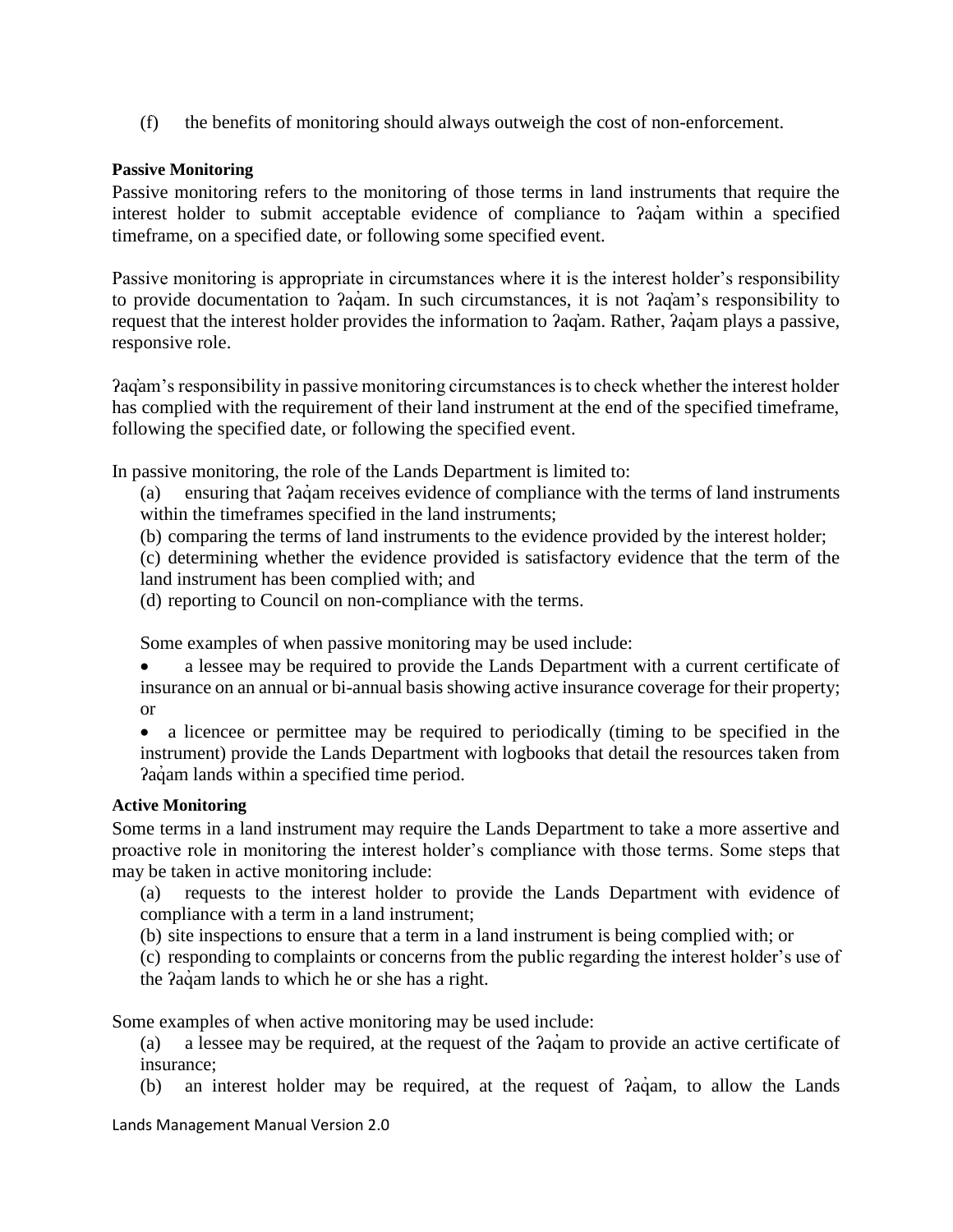(f) the benefits of monitoring should always outweigh the cost of non-enforcement.

**Passive Monitoring**

Passive monitoring refers to the monitoring of those terms in land instruments that require the interest holder to submit acceptable evidence of compliance to ʔaq̓am within a specified timeframe, on a specified date, or following some specified event.

Passive monitoring is appropriate in circumstances where it is the interest holder's responsibility to provide documentation to ʔaq̓am. In such circumstances, it is not ʔaq̓am's responsibility to request that the interest holder provides the information to ʔaq̓am. Rather, ʔaq̓am plays a passive, responsive role.

ʔaq̓am's responsibility in passive monitoring circumstances is to check whether the interest holder has complied with the requirement of their land instrument at the end of the specified timeframe, following the specified date, or following the specified event.

In passive monitoring, the role of the Lands Department is limited to:

(a) ensuring that ʔaq̓am receives evidence of compliance with the terms of land instruments within the timeframes specified in the land instruments;

(b) comparing the terms of land instruments to the evidence provided by the interest holder;

(c) determining whether the evidence provided is satisfactory evidence that the term of the land instrument has been complied with; and

(d) reporting to Council on non-compliance with the terms.

Some examples of when passive monitoring may be used include:

- a lessee may be required to provide the Lands Department with a current certificate of insurance on an annual or bi-annual basis showing active insurance coverage for their property; or
- a licencee or permittee may be required to periodically (timing to be specified in the instrument) provide the Lands Department with logbooks that detail the resources taken from ʔaq̓am lands within a specified time period.

**Active Monitoring**

Some terms in a land instrument may require the Lands Department to take a more assertive and proactive role in monitoring the interest holder's compliance with those terms. Some steps that may be taken in active monitoring include:

(a) requests to the interest holder to provide the Lands Department with evidence of compliance with a term in a land instrument;

(b) site inspections to ensure that a term in a land instrument is being complied with; or

(c) responding to complaints or concerns from the public regarding the interest holder's use of the ʔaq̓am lands to which he or she has a right.

Some examples of when active monitoring may be used include:

(a) a lessee may be required, at the request of the ʔaq̓am to provide an active certificate of insurance;

(b) an interest holder may be required, at the request of ʔaq̓am, to allow the Lands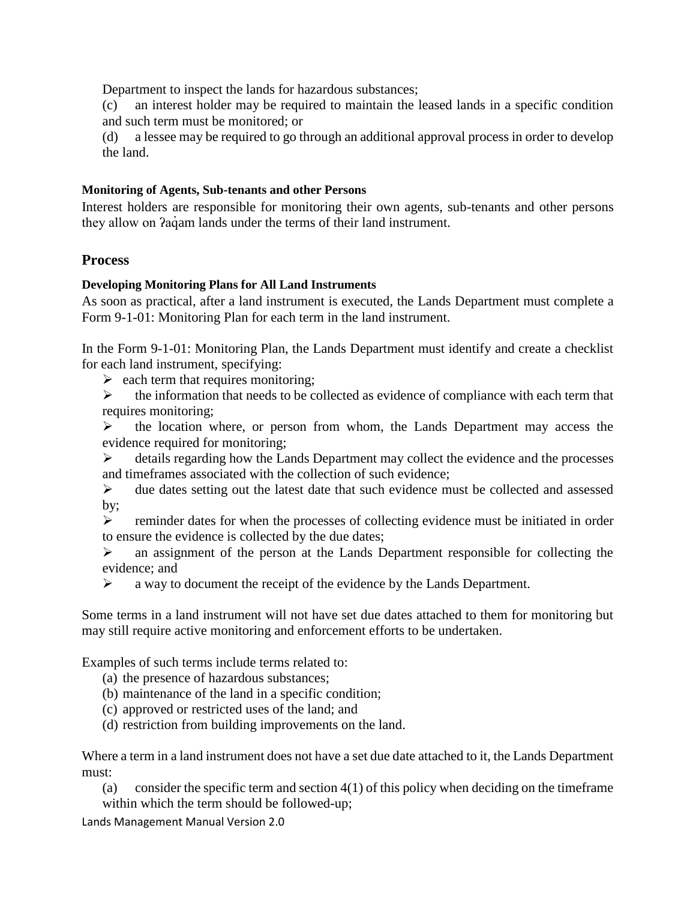Department to inspect the lands for hazardous substances;

(c) an interest holder may be required to maintain the leased lands in a specific condition and such term must be monitored; or

(d) a lessee may be required to go through an additional approval process in order to develop the land.

#### Monitoring of Agents, Sub-tenants and other Persons

Interest holders are responsible for monitoring their own agents, sub-tenants and other persons they allow on ʔaq̓am lands under the terms of their land instrument.

### Process

#### Developing Monitoring Plans for All Land Instruments

As soon as practical, after a land instrument is executed, the Lands Department must complete a Form 9-1-01: Monitoring Plan for each term in the land instrument.

In the Form 9-1-01: Monitoring Plan, the Lands Department must identify and create a checklist for each land instrument, specifying:

- each term that requires monitoring;
- the information that needs to be collected as evidence of compliance with each term that requires monitoring;
- the location where, or person from whom, the Lands Department may access the evidence required for monitoring;
- details regarding how the Lands Department may collect the evidence and the processes and timeframes associated with the collection of such evidence;
- due dates setting out the latest date that such evidence must be collected and assessed by;
- reminder dates for when the processes of collecting evidence must be initiated in order to ensure the evidence is collected by the due dates;
- an assignment of the person at the Lands Department responsible for collecting the evidence; and
- a way to document the receipt of the evidence by the Lands Department.

Some terms in a land instrument will not have set due dates attached to them for monitoring but may still require active monitoring and enforcement efforts to be undertaken.

Examples of such terms include terms related to:

(a) the presence of hazardous substances;

(b) maintenance of the land in a specific condition;

(c) approved or restricted uses of the land; and

(d) restriction from building improvements on the land.

Where a term in a land instrument does not have a set due date attached to it, the Lands Department must:

(a) consider the specific term and section 4(1) of this policy when deciding on the timeframe within which the term should be followed-up;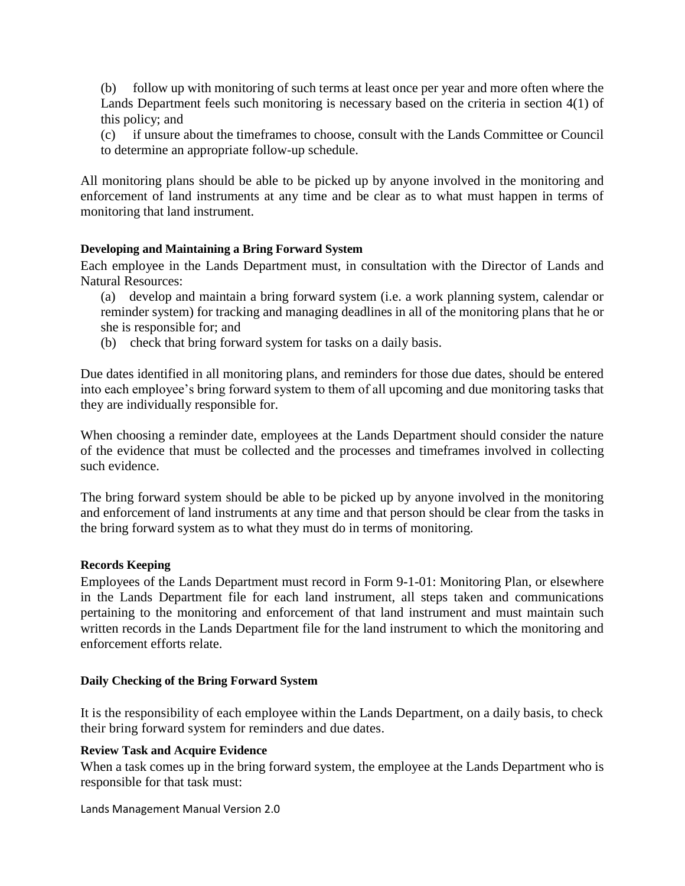(b) follow up with monitoring of such terms at least once per year and more often where the Lands Department feels such monitoring is necessary based on the criteria in section 4(1) of this policy; and

(c) if unsure about the timeframes to choose, consult with the Lands Committee or Council to determine an appropriate follow-up schedule.

All monitoring plans should be able to be picked up by anyone involved in the monitoring and enforcement of land instruments at any time and be clear as to what must happen in terms of monitoring that land instrument.

**Developing and Maintaining a Bring Forward System**

Each employee in the Lands Department must, in consultation with the Director of Lands and Natural Resources:

(a) develop and maintain a bring forward system (i.e. a work planning system, calendar or reminder system) for tracking and managing deadlines in all of the monitoring plans that he or she is responsible for; and

(b) check that bring forward system for tasks on a daily basis.

Due dates identified in all monitoring plans, and reminders for those due dates, should be entered into each employee's bring forward system to them of all upcoming and due monitoring tasks that they are individually responsible for.

When choosing a reminder date, employees at the Lands Department should consider the nature of the evidence that must be collected and the processes and timeframes involved in collecting such evidence.

The bring forward system should be able to be picked up by anyone involved in the monitoring and enforcement of land instruments at any time and that person should be clear from the tasks in the bring forward system as to what they must do in terms of monitoring.

**Records Keeping**

Employees of the Lands Department must record in Form 9-1-01: Monitoring Plan, or elsewhere in the Lands Department file for each land instrument, all steps taken and communications pertaining to the monitoring and enforcement of that land instrument and must maintain such written records in the Lands Department file for the land instrument to which the monitoring and enforcement efforts relate.

**Daily Checking of the Bring Forward System**

It is the responsibility of each employee within the Lands Department, on a daily basis, to check their bring forward system for reminders and due dates.

**Review Task and Acquire Evidence**

When a task comes up in the bring forward system, the employee at the Lands Department who is responsible for that task must: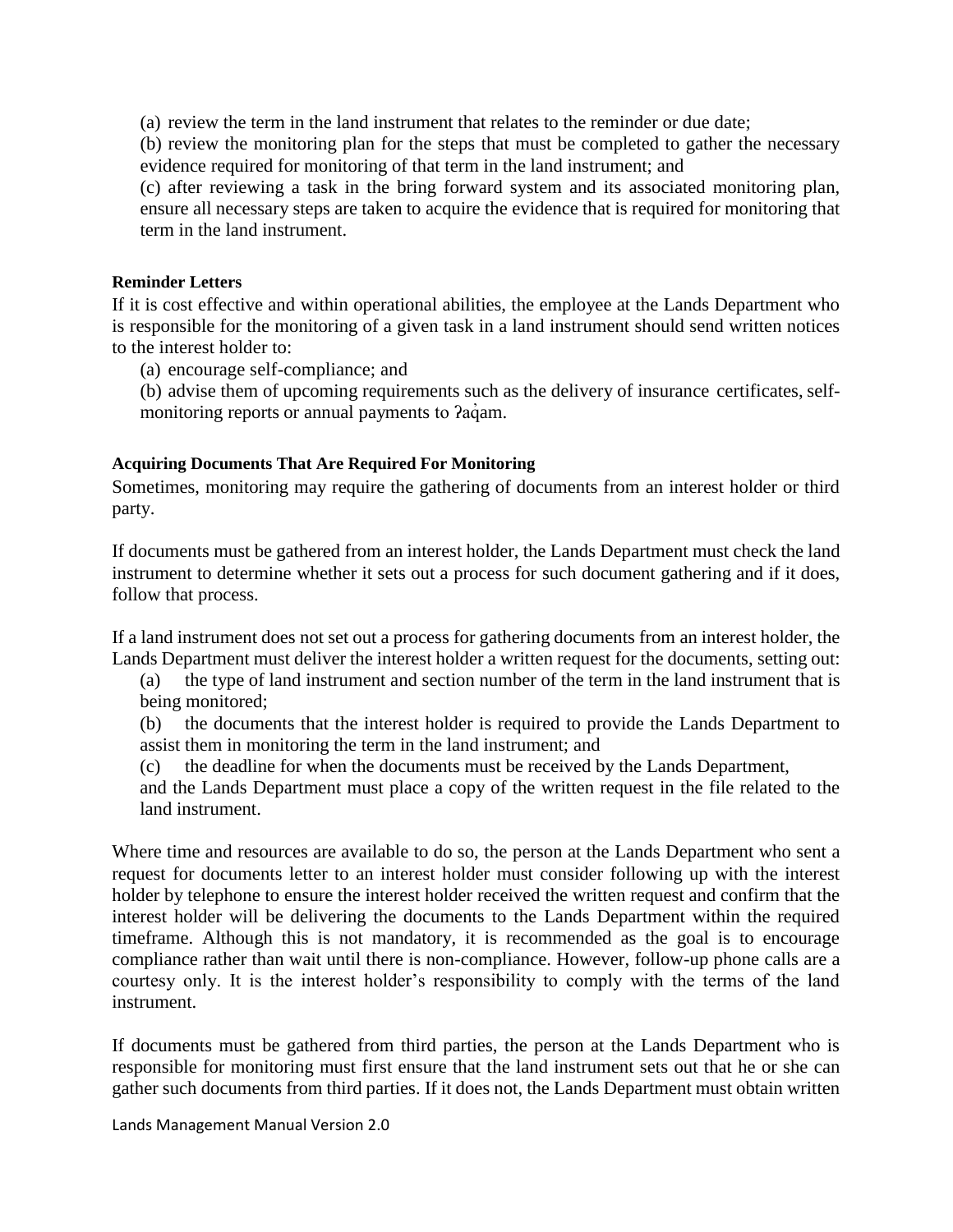(a) review the term in the land instrument that relates to the reminder or due date;

(b) review the monitoring plan for the steps that must be completed to gather the necessary evidence required for monitoring of that term in the land instrument; and

(c) after reviewing a task in the bring forward system and its associated monitoring plan, ensure all necessary steps are taken to acquire the evidence that is required for monitoring that term in the land instrument.

**Reminder Letters**

If it is cost effective and within operational abilities, the employee at the Lands Department who is responsible for the monitoring of a given task in a land instrument should send written notices to the interest holder to:

(a) encourage self-compliance; and

(b) advise them of upcoming requirements such as the delivery of insurance certificates, self-monitoring reports or annual payments to ʔaq̓am.

**Acquiring Documents That Are Required For Monitoring**

Sometimes, monitoring may require the gathering of documents from an interest holder or third party.

If documents must be gathered from an interest holder, the Lands Department must check the land instrument to determine whether it sets out a process for such document gathering and if it does, follow that process.

If a land instrument does not set out a process for gathering documents from an interest holder, the Lands Department must deliver the interest holder a written request for the documents, setting out:

(a) the type of land instrument and section number of the term in the land instrument that is being monitored;

(b) the documents that the interest holder is required to provide the Lands Department to assist them in monitoring the term in the land instrument; and

(c) the deadline for when the documents must be received by the Lands Department,

and the Lands Department must place a copy of the written request in the file related to the land instrument.

Where time and resources are available to do so, the person at the Lands Department who sent a request for documents letter to an interest holder must consider following up with the interest holder by telephone to ensure the interest holder received the written request and confirm that the interest holder will be delivering the documents to the Lands Department within the required timeframe. Although this is not mandatory, it is recommended as the goal is to encourage compliance rather than wait until there is non-compliance. However, follow-up phone calls are a courtesy only. It is the interest holder's responsibility to comply with the terms of the land instrument.

If documents must be gathered from third parties, the person at the Lands Department who is responsible for monitoring must first ensure that the land instrument sets out that he or she can gather such documents from third parties. If it does not, the Lands Department must obtain written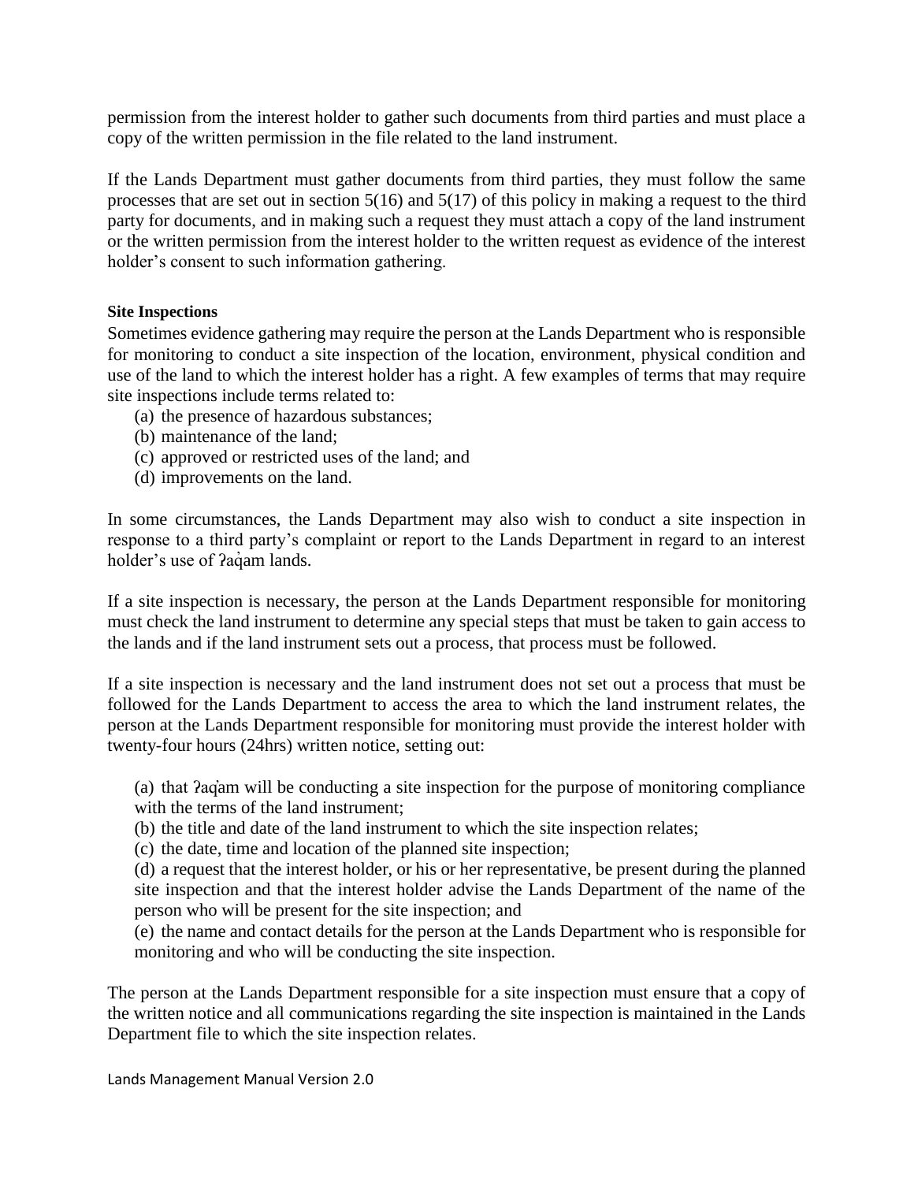permission from the interest holder to gather such documents from third parties and must place a copy of the written permission in the file related to the land instrument.

If the Lands Department must gather documents from third parties, they must follow the same processes that are set out in section 5(16) and 5(17) of this policy in making a request to the third party for documents, and in making such a request they must attach a copy of the land instrument or the written permission from the interest holder to the written request as evidence of the interest holder's consent to such information gathering.

**Site Inspections**

Sometimes evidence gathering may require the person at the Lands Department who is responsible for monitoring to conduct a site inspection of the location, environment, physical condition and use of the land to which the interest holder has a right. A few examples of terms that may require site inspections include terms related to:

(a) the presence of hazardous substances;
(b) maintenance of the land;
(c) approved or restricted uses of the land; and
(d) improvements on the land.

In some circumstances, the Lands Department may also wish to conduct a site inspection in response to a third party's complaint or report to the Lands Department in regard to an interest holder's use of ʔaq̓am lands.

If a site inspection is necessary, the person at the Lands Department responsible for monitoring must check the land instrument to determine any special steps that must be taken to gain access to the lands and if the land instrument sets out a process, that process must be followed.

If a site inspection is necessary and the land instrument does not set out a process that must be followed for the Lands Department to access the area to which the land instrument relates, the person at the Lands Department responsible for monitoring must provide the interest holder with twenty-four hours (24hrs) written notice, setting out:

(a) that ʔaq̓am will be conducting a site inspection for the purpose of monitoring compliance with the terms of the land instrument;
(b) the title and date of the land instrument to which the site inspection relates;
(c) the date, time and location of the planned site inspection;
(d) a request that the interest holder, or his or her representative, be present during the planned site inspection and that the interest holder advise the Lands Department of the name of the person who will be present for the site inspection; and
(e) the name and contact details for the person at the Lands Department who is responsible for monitoring and who will be conducting the site inspection.

The person at the Lands Department responsible for a site inspection must ensure that a copy of the written notice and all communications regarding the site inspection is maintained in the Lands Department file to which the site inspection relates.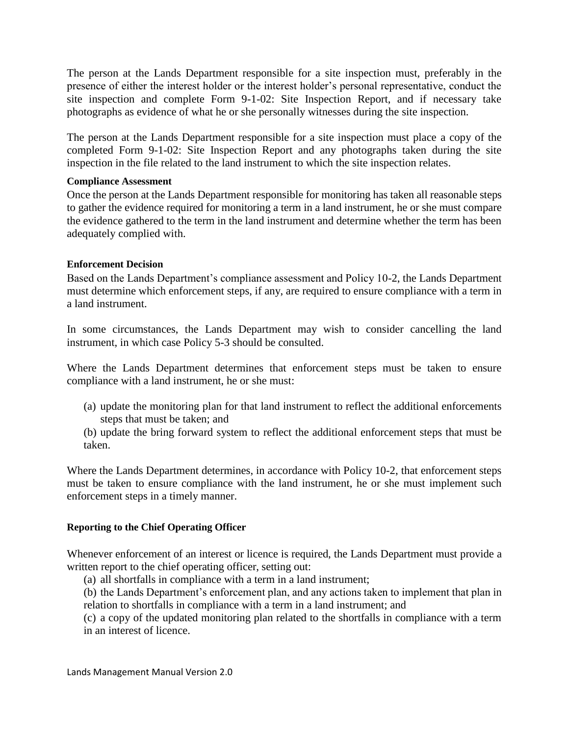The person at the Lands Department responsible for a site inspection must, preferably in the presence of either the interest holder or the interest holder's personal representative, conduct the site inspection and complete Form 9-1-02: Site Inspection Report, and if necessary take photographs as evidence of what he or she personally witnesses during the site inspection.

The person at the Lands Department responsible for a site inspection must place a copy of the completed Form 9-1-02: Site Inspection Report and any photographs taken during the site inspection in the file related to the land instrument to which the site inspection relates.

**Compliance Assessment**

Once the person at the Lands Department responsible for monitoring has taken all reasonable steps to gather the evidence required for monitoring a term in a land instrument, he or she must compare the evidence gathered to the term in the land instrument and determine whether the term has been adequately complied with.

**Enforcement Decision**

Based on the Lands Department's compliance assessment and Policy 10-2, the Lands Department must determine which enforcement steps, if any, are required to ensure compliance with a term in a land instrument.

In some circumstances, the Lands Department may wish to consider cancelling the land instrument, in which case Policy 5-3 should be consulted.

Where the Lands Department determines that enforcement steps must be taken to ensure compliance with a land instrument, he or she must:

(a) update the monitoring plan for that land instrument to reflect the additional enforcements steps that must be taken; and

(b) update the bring forward system to reflect the additional enforcement steps that must be taken.

Where the Lands Department determines, in accordance with Policy 10-2, that enforcement steps must be taken to ensure compliance with the land instrument, he or she must implement such enforcement steps in a timely manner.

**Reporting to the Chief Operating Officer**

Whenever enforcement of an interest or licence is required, the Lands Department must provide a written report to the chief operating officer, setting out:

(a) all shortfalls in compliance with a term in a land instrument;

(b) the Lands Department's enforcement plan, and any actions taken to implement that plan in relation to shortfalls in compliance with a term in a land instrument; and

(c) a copy of the updated monitoring plan related to the shortfalls in compliance with a term in an interest of licence.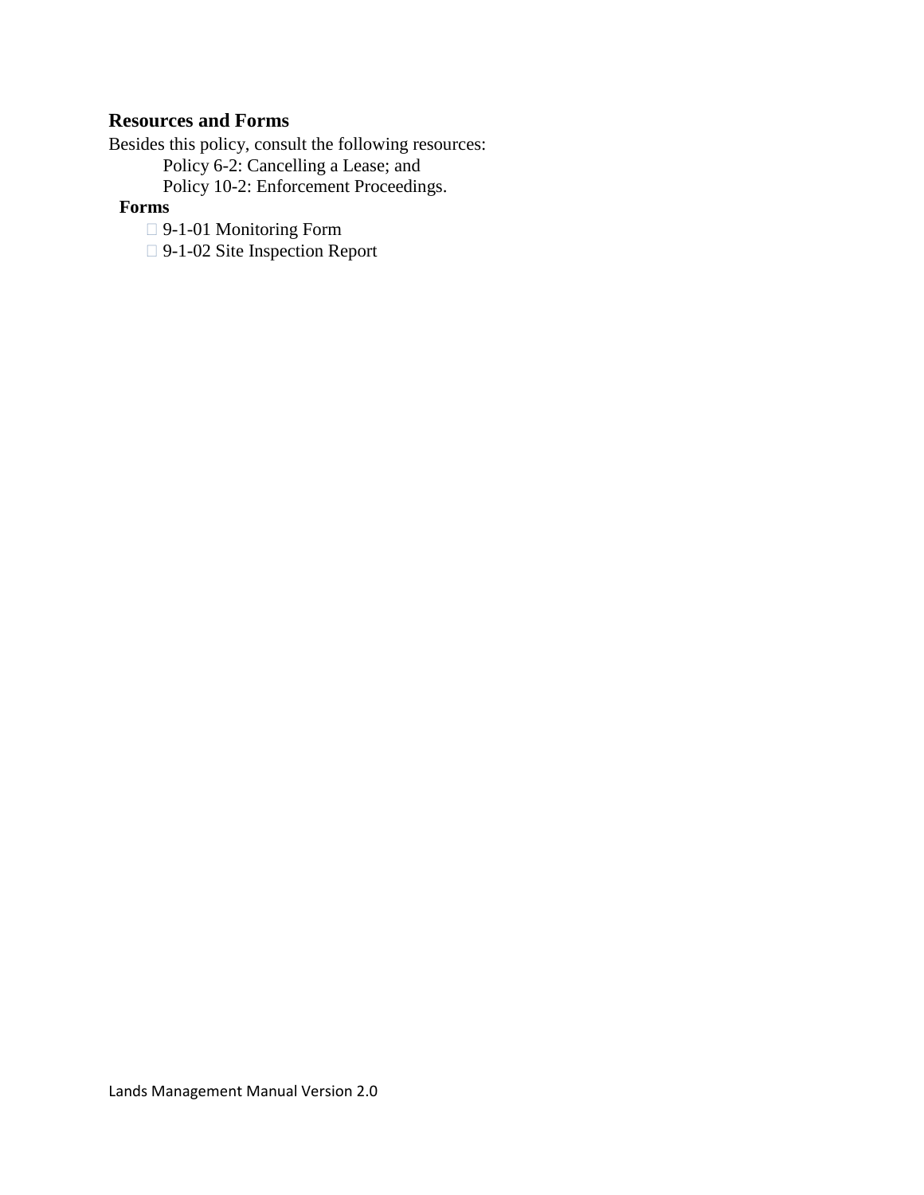## Resources and Forms

Besides this policy, consult the following resources:

Policy 6-2: Cancelling a Lease; and

Policy 10-2: Enforcement Proceedings.

**Forms**

- 9-1-01 Monitoring Form
- 9-1-02 Site Inspection Report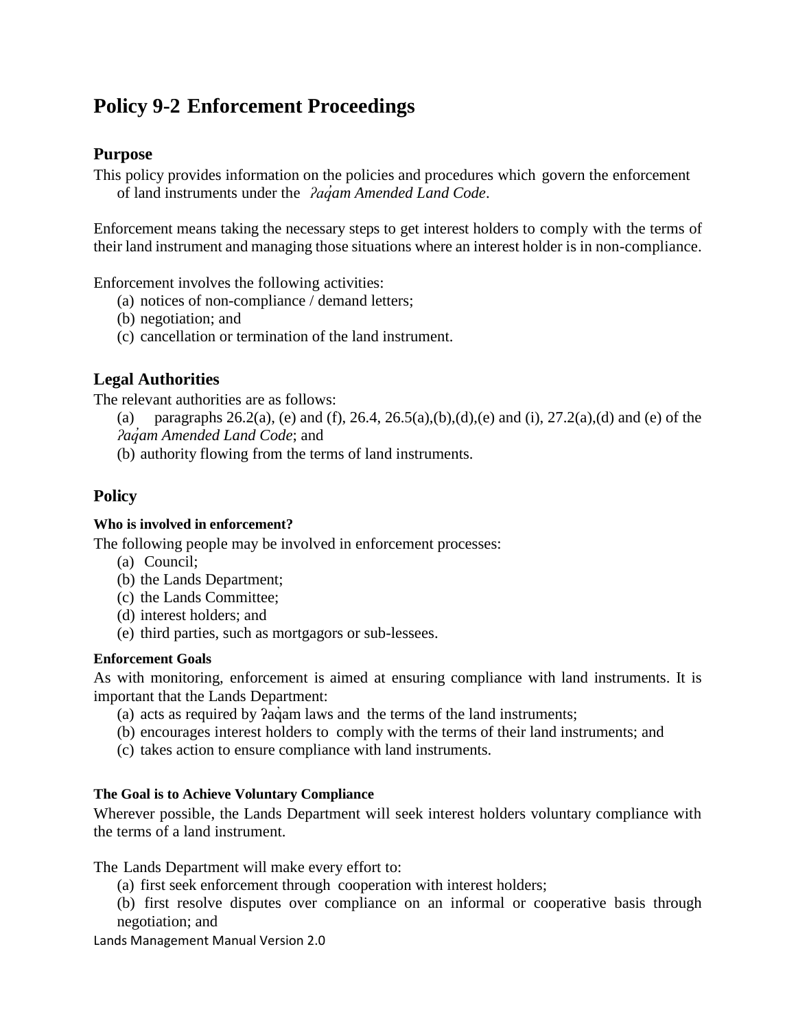# Policy 9-2 Enforcement Proceedings

## Purpose

This policy provides information on the policies and procedures which govern the enforcement of land instruments under the *ʔaq̓am Amended Land Code*.

Enforcement means taking the necessary steps to get interest holders to comply with the terms of their land instrument and managing those situations where an interest holder is in non-compliance.

Enforcement involves the following activities:

(a) notices of non-compliance / demand letters;
(b) negotiation; and
(c) cancellation or termination of the land instrument.

## Legal Authorities

The relevant authorities are as follows:

(a) paragraphs 26.2(a), (e) and (f), 26.4, 26.5(a),(b),(d),(e) and (i), 27.2(a),(d) and (e) of the *ʔaq̓am Amended Land Code*; and
(b) authority flowing from the terms of land instruments.

## Policy

#### Who is involved in enforcement?

The following people may be involved in enforcement processes:

(a) Council;
(b) the Lands Department;
(c) the Lands Committee;
(d) interest holders; and
(e) third parties, such as mortgagors or sub-lessees.

#### Enforcement Goals

As with monitoring, enforcement is aimed at ensuring compliance with land instruments. It is important that the Lands Department:

(a) acts as required by ʔaq̓am laws and the terms of the land instruments;
(b) encourages interest holders to comply with the terms of their land instruments; and
(c) takes action to ensure compliance with land instruments.

#### The Goal is to Achieve Voluntary Compliance

Wherever possible, the Lands Department will seek interest holders voluntary compliance with the terms of a land instrument.

The Lands Department will make every effort to:

(a) first seek enforcement through cooperation with interest holders;
(b) first resolve disputes over compliance on an informal or cooperative basis through negotiation; and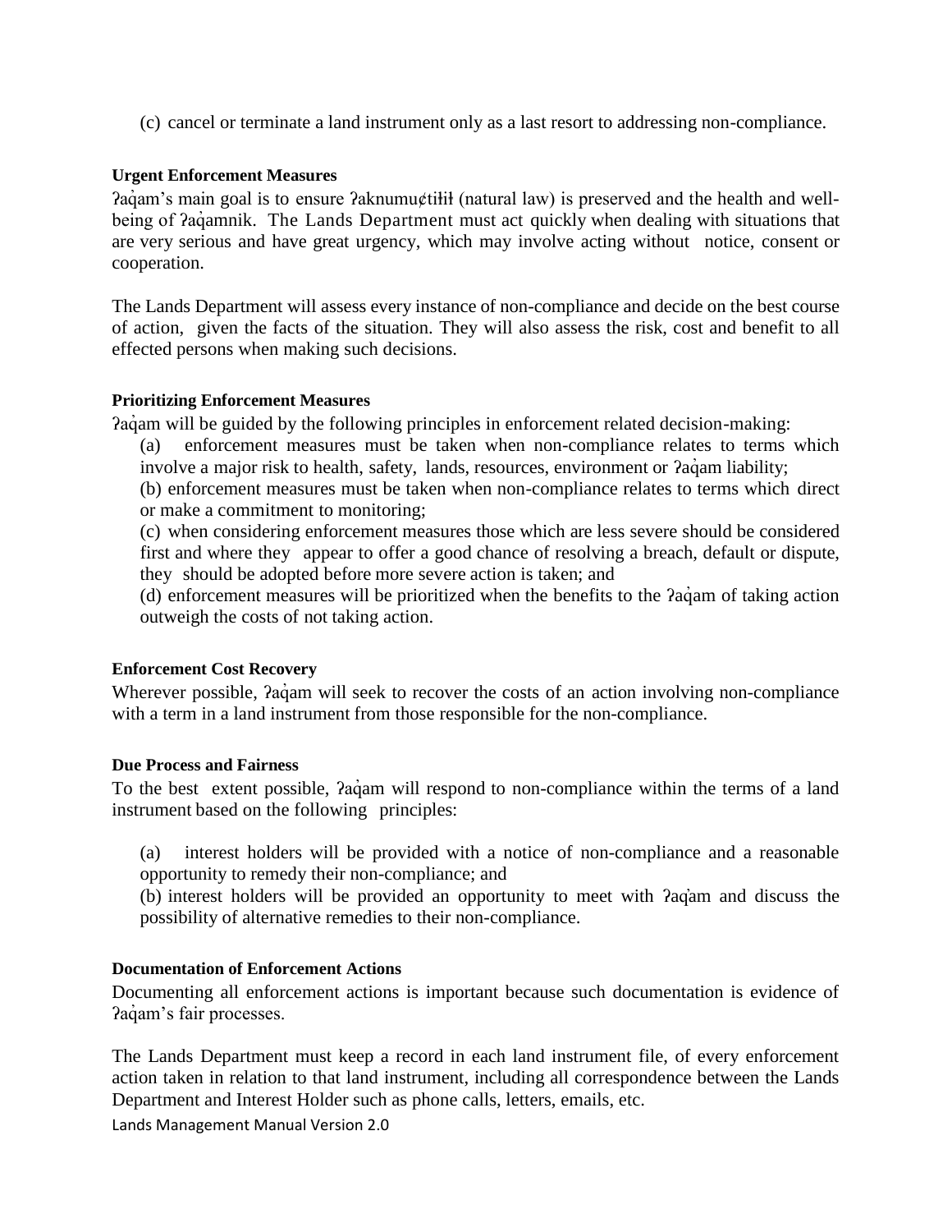(c) cancel or terminate a land instrument only as a last resort to addressing non-compliance.

**Urgent Enforcement Measures**

ʔaq̓am's main goal is to ensure ʔaknumu¢tiɫiɫ (natural law) is preserved and the health and well-being of ʔaq̓amnik. The Lands Department must act quickly when dealing with situations that are very serious and have great urgency, which may involve acting without notice, consent or cooperation.

The Lands Department will assess every instance of non-compliance and decide on the best course of action, given the facts of the situation. They will also assess the risk, cost and benefit to all effected persons when making such decisions.

**Prioritizing Enforcement Measures**

ʔaq̓am will be guided by the following principles in enforcement related decision-making:

(a) enforcement measures must be taken when non-compliance relates to terms which involve a major risk to health, safety, lands, resources, environment or ʔaq̓am liability;

(b) enforcement measures must be taken when non-compliance relates to terms which direct or make a commitment to monitoring;

(c) when considering enforcement measures those which are less severe should be considered first and where they appear to offer a good chance of resolving a breach, default or dispute, they should be adopted before more severe action is taken; and

(d) enforcement measures will be prioritized when the benefits to the ʔaq̓am of taking action outweigh the costs of not taking action.

**Enforcement Cost Recovery**

Wherever possible, ʔaq̓am will seek to recover the costs of an action involving non-compliance with a term in a land instrument from those responsible for the non-compliance.

**Due Process and Fairness**

To the best extent possible, ʔaq̓am will respond to non-compliance within the terms of a land instrument based on the following principles:

(a) interest holders will be provided with a notice of non-compliance and a reasonable opportunity to remedy their non-compliance; and

(b) interest holders will be provided an opportunity to meet with ʔaq̓am and discuss the possibility of alternative remedies to their non-compliance.

**Documentation of Enforcement Actions**

Documenting all enforcement actions is important because such documentation is evidence of ʔaq̓am's fair processes.

The Lands Department must keep a record in each land instrument file, of every enforcement action taken in relation to that land instrument, including all correspondence between the Lands Department and Interest Holder such as phone calls, letters, emails, etc.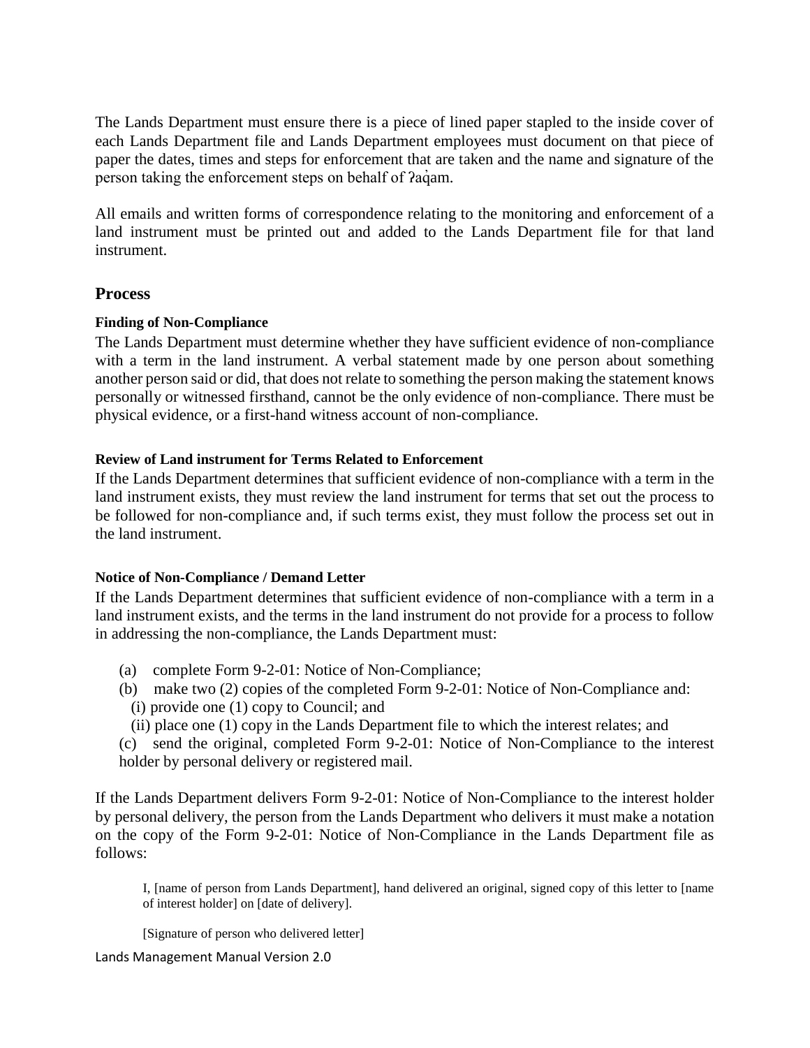The Lands Department must ensure there is a piece of lined paper stapled to the inside cover of each Lands Department file and Lands Department employees must document on that piece of paper the dates, times and steps for enforcement that are taken and the name and signature of the person taking the enforcement steps on behalf of ʔaq̓am.

All emails and written forms of correspondence relating to the monitoring and enforcement of a land instrument must be printed out and added to the Lands Department file for that land instrument.

## Process

#### Finding of Non-Compliance

The Lands Department must determine whether they have sufficient evidence of non-compliance with a term in the land instrument. A verbal statement made by one person about something another person said or did, that does not relate to something the person making the statement knows personally or witnessed firsthand, cannot be the only evidence of non-compliance. There must be physical evidence, or a first-hand witness account of non-compliance.

#### Review of Land instrument for Terms Related to Enforcement

If the Lands Department determines that sufficient evidence of non-compliance with a term in the land instrument exists, they must review the land instrument for terms that set out the process to be followed for non-compliance and, if such terms exist, they must follow the process set out in the land instrument.

#### Notice of Non-Compliance / Demand Letter

If the Lands Department determines that sufficient evidence of non-compliance with a term in a land instrument exists, and the terms in the land instrument do not provide for a process to follow in addressing the non-compliance, the Lands Department must:

(a) complete Form 9-2-01: Notice of Non-Compliance;

(b) make two (2) copies of the completed Form 9-2-01: Notice of Non-Compliance and:
  (i) provide one (1) copy to Council; and
  (ii) place one (1) copy in the Lands Department file to which the interest relates; and

(c) send the original, completed Form 9-2-01: Notice of Non-Compliance to the interest holder by personal delivery or registered mail.

If the Lands Department delivers Form 9-2-01: Notice of Non-Compliance to the interest holder by personal delivery, the person from the Lands Department who delivers it must make a notation on the copy of the Form 9-2-01: Notice of Non-Compliance in the Lands Department file as follows:

> I, [name of person from Lands Department], hand delivered an original, signed copy of this letter to [name of interest holder] on [date of delivery].
>
> [Signature of person who delivered letter]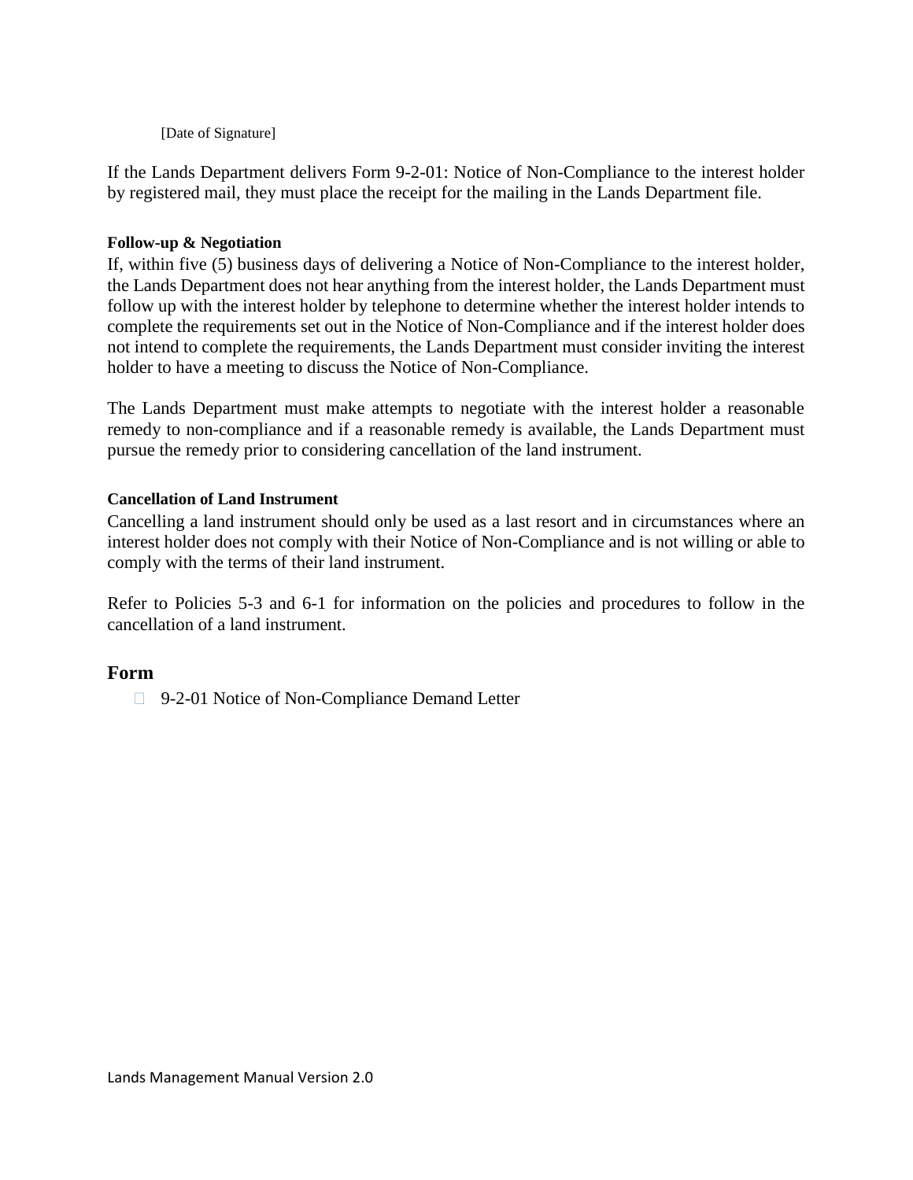[Date of Signature]

If the Lands Department delivers Form 9-2-01: Notice of Non-Compliance to the interest holder by registered mail, they must place the receipt for the mailing in the Lands Department file.

**Follow-up & Negotiation**

If, within five (5) business days of delivering a Notice of Non-Compliance to the interest holder, the Lands Department does not hear anything from the interest holder, the Lands Department must follow up with the interest holder by telephone to determine whether the interest holder intends to complete the requirements set out in the Notice of Non-Compliance and if the interest holder does not intend to complete the requirements, the Lands Department must consider inviting the interest holder to have a meeting to discuss the Notice of Non-Compliance.

The Lands Department must make attempts to negotiate with the interest holder a reasonable remedy to non-compliance and if a reasonable remedy is available, the Lands Department must pursue the remedy prior to considering cancellation of the land instrument.

**Cancellation of Land Instrument**

Cancelling a land instrument should only be used as a last resort and in circumstances where an interest holder does not comply with their Notice of Non-Compliance and is not willing or able to comply with the terms of their land instrument.

Refer to Policies 5-3 and 6-1 for information on the policies and procedures to follow in the cancellation of a land instrument.

## Form

- 9-2-01 Notice of Non-Compliance Demand Letter